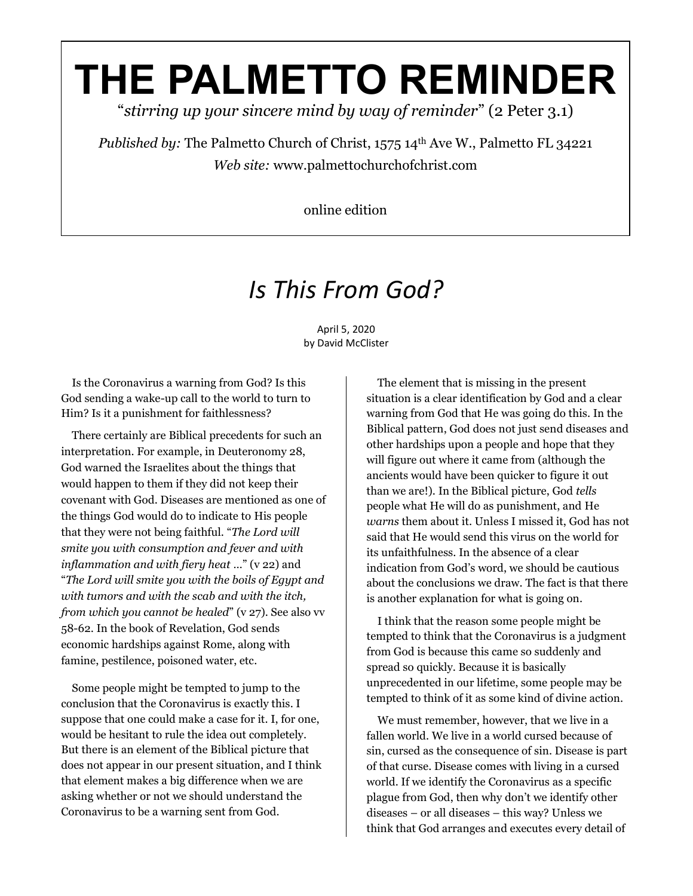# THE PALMETTO REMINDER

"*stirring up your sincere mind by way of reminder*" (2 Peter 3.1)

*Published by:* The Palmetto Church of Christ, 1575 14th Ave W., Palmetto FL 34221

*Web site:* www.palmettochurchofchrist.com

online edition

## *Is This From God?*

April 5, 2020
by David McClister

Is the Coronavirus a warning from God? Is this God sending a wake-up call to the world to turn to Him? Is it a punishment for faithlessness?

There certainly are Biblical precedents for such an interpretation. For example, in Deuteronomy 28, God warned the Israelites about the things that would happen to them if they did not keep their covenant with God. Diseases are mentioned as one of the things God would do to indicate to His people that they were not being faithful. "*The Lord will smite you with consumption and fever and with inflammation and with fiery heat …*" (v 22) and "*The Lord will smite you with the boils of Egypt and with tumors and with the scab and with the itch, from which you cannot be healed*" (v 27). See also vv 58-62. In the book of Revelation, God sends economic hardships against Rome, along with famine, pestilence, poisoned water, etc.

Some people might be tempted to jump to the conclusion that the Coronavirus is exactly this. I suppose that one could make a case for it. I, for one, would be hesitant to rule the idea out completely. But there is an element of the Biblical picture that does not appear in our present situation, and I think that element makes a big difference when we are asking whether or not we should understand the Coronavirus to be a warning sent from God.

The element that is missing in the present situation is a clear identification by God and a clear warning from God that He was going do this. In the Biblical pattern, God does not just send diseases and other hardships upon a people and hope that they will figure out where it came from (although the ancients would have been quicker to figure it out than we are!). In the Biblical picture, God *tells* people what He will do as punishment, and He *warns* them about it. Unless I missed it, God has not said that He would send this virus on the world for its unfaithfulness. In the absence of a clear indication from God's word, we should be cautious about the conclusions we draw. The fact is that there is another explanation for what is going on.

I think that the reason some people might be tempted to think that the Coronavirus is a judgment from God is because this came so suddenly and spread so quickly. Because it is basically unprecedented in our lifetime, some people may be tempted to think of it as some kind of divine action.

We must remember, however, that we live in a fallen world. We live in a world cursed because of sin, cursed as the consequence of sin. Disease is part of that curse. Disease comes with living in a cursed world. If we identify the Coronavirus as a specific plague from God, then why don't we identify other diseases – or all diseases – this way? Unless we think that God arranges and executes every detail of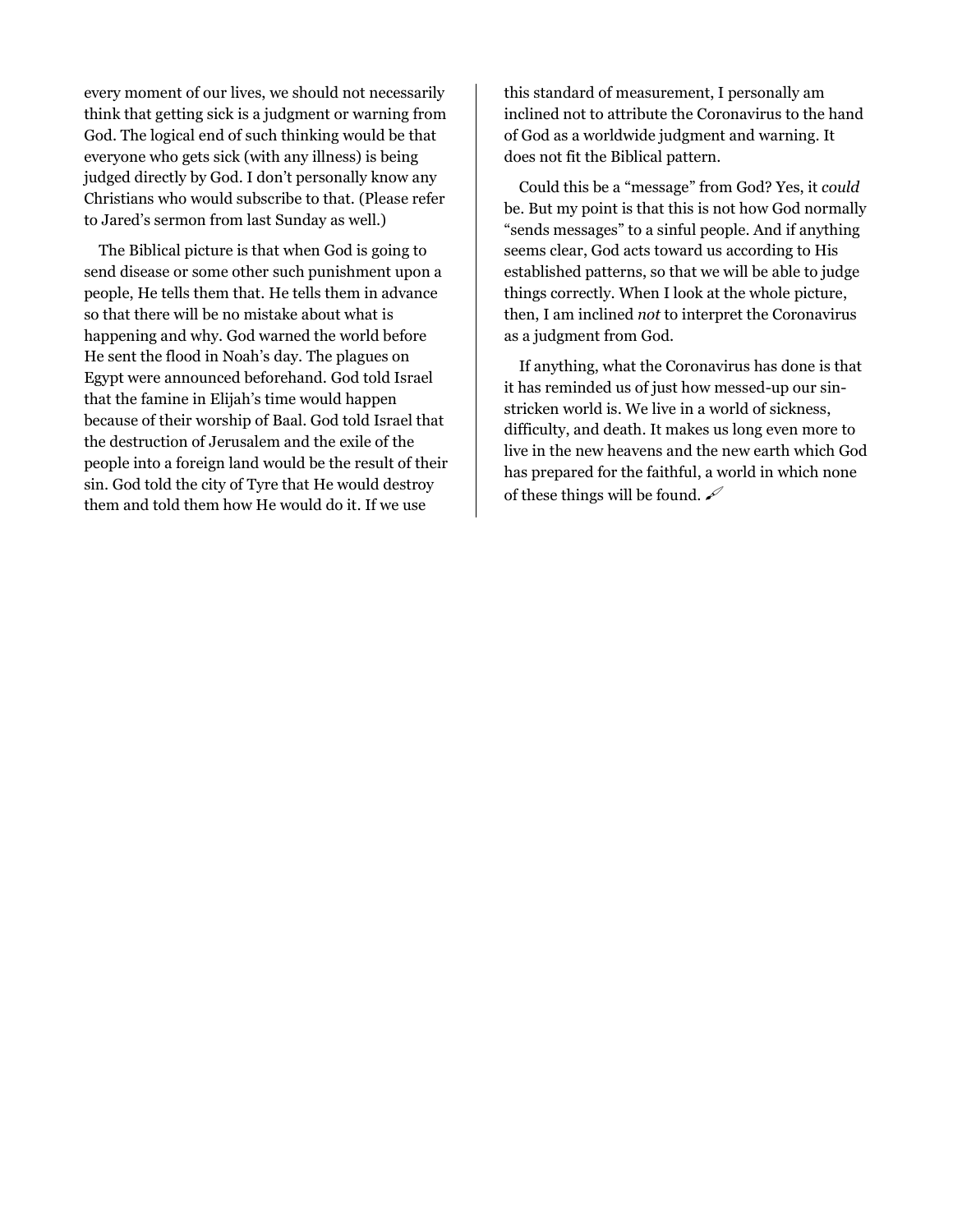every moment of our lives, we should not necessarily think that getting sick is a judgment or warning from God. The logical end of such thinking would be that everyone who gets sick (with any illness) is being judged directly by God. I don't personally know any Christians who would subscribe to that. (Please refer to Jared's sermon from last Sunday as well.)

The Biblical picture is that when God is going to send disease or some other such punishment upon a people, He tells them that. He tells them in advance so that there will be no mistake about what is happening and why. God warned the world before He sent the flood in Noah's day. The plagues on Egypt were announced beforehand. God told Israel that the famine in Elijah's time would happen because of their worship of Baal. God told Israel that the destruction of Jerusalem and the exile of the people into a foreign land would be the result of their sin. God told the city of Tyre that He would destroy them and told them how He would do it. If we use this standard of measurement, I personally am inclined not to attribute the Coronavirus to the hand of God as a worldwide judgment and warning. It does not fit the Biblical pattern.

Could this be a "message" from God? Yes, it *could* be. But my point is that this is not how God normally "sends messages" to a sinful people. And if anything seems clear, God acts toward us according to His established patterns, so that we will be able to judge things correctly. When I look at the whole picture, then, I am inclined *not* to interpret the Coronavirus as a judgment from God.

If anything, what the Coronavirus has done is that it has reminded us of just how messed-up our sin-stricken world is. We live in a world of sickness, difficulty, and death. It makes us long even more to live in the new heavens and the new earth which God has prepared for the faithful, a world in which none of these things will be found. 🖋